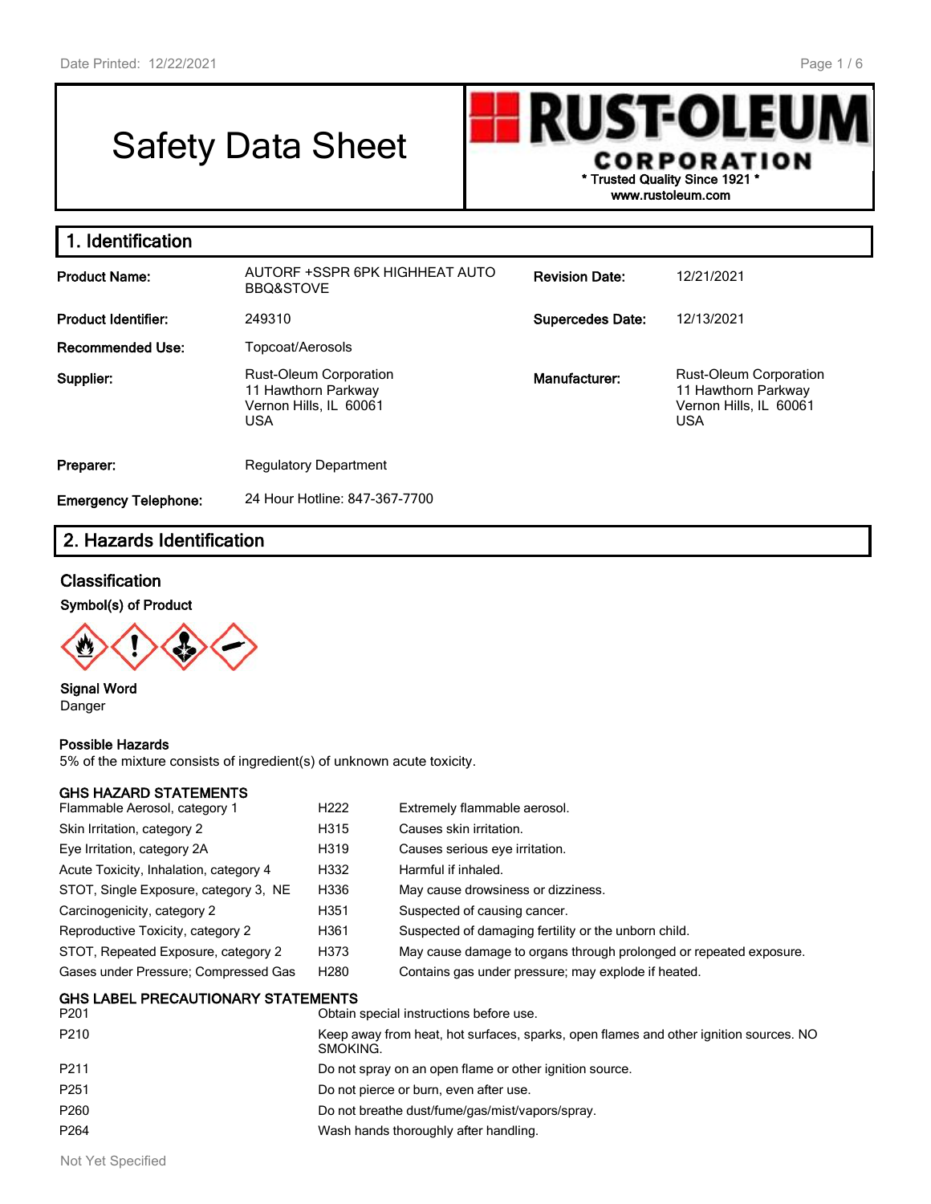# Safety Data Sheet

**RUST-OLEUM CORPORATION**
* Trusted Quality Since 1921 *
www.rustoleum.com

## 1. Identification

| | | | |
|---|---|---|---|
| **Product Name:** | AUTORF +SSPR 6PK HIGHHEAT AUTO BBQ&STOVE | **Revision Date:** | 12/21/2021 |
| **Product Identifier:** | 249310 | **Supercedes Date:** | 12/13/2021 |
| **Recommended Use:** | Topcoat/Aerosols | | |
| **Supplier:** | Rust-Oleum Corporation<br>11 Hawthorn Parkway<br>Vernon Hills, IL 60061<br>USA | **Manufacturer:** | Rust-Oleum Corporation<br>11 Hawthorn Parkway<br>Vernon Hills, IL 60061<br>USA |
| **Preparer:** | Regulatory Department | | |
| **Emergency Telephone:** | 24 Hour Hotline: 847-367-7700 | | |

## 2. Hazards Identification

### Classification

**Symbol(s) of Product**

**Signal Word**
Danger

**Possible Hazards**
5% of the mixture consists of ingredient(s) of unknown acute toxicity.

**GHS HAZARD STATEMENTS**

| | | |
|---|---|---|
| Flammable Aerosol, category 1 | H222 | Extremely flammable aerosol. |
| Skin Irritation, category 2 | H315 | Causes skin irritation. |
| Eye Irritation, category 2A | H319 | Causes serious eye irritation. |
| Acute Toxicity, Inhalation, category 4 | H332 | Harmful if inhaled. |
| STOT, Single Exposure, category 3, NE | H336 | May cause drowsiness or dizziness. |
| Carcinogenicity, category 2 | H351 | Suspected of causing cancer. |
| Reproductive Toxicity, category 2 | H361 | Suspected of damaging fertility or the unborn child. |
| STOT, Repeated Exposure, category 2 | H373 | May cause damage to organs through prolonged or repeated exposure. |
| Gases under Pressure; Compressed Gas | H280 | Contains gas under pressure; may explode if heated. |

**GHS LABEL PRECAUTIONARY STATEMENTS**

| | |
|---|---|
| P201 | Obtain special instructions before use. |
| P210 | Keep away from heat, hot surfaces, sparks, open flames and other ignition sources. NO SMOKING. |
| P211 | Do not spray on an open flame or other ignition source. |
| P251 | Do not pierce or burn, even after use. |
| P260 | Do not breathe dust/fume/gas/mist/vapors/spray. |
| P264 | Wash hands thoroughly after handling. |

Not Yet Specified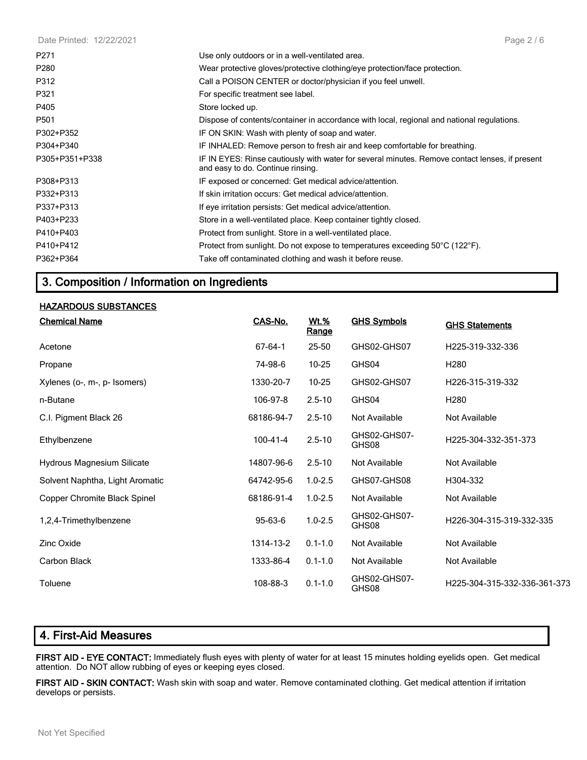| | |
|---|---|
| P271 | Use only outdoors or in a well-ventilated area. |
| P280 | Wear protective gloves/protective clothing/eye protection/face protection. |
| P312 | Call a POISON CENTER or doctor/physician if you feel unwell. |
| P321 | For specific treatment see label. |
| P405 | Store locked up. |
| P501 | Dispose of contents/container in accordance with local, regional and national regulations. |
| P302+P352 | IF ON SKIN: Wash with plenty of soap and water. |
| P304+P340 | IF INHALED: Remove person to fresh air and keep comfortable for breathing. |
| P305+P351+P338 | IF IN EYES: Rinse cautiously with water for several minutes. Remove contact lenses, if present and easy to do. Continue rinsing. |
| P308+P313 | IF exposed or concerned: Get medical advice/attention. |
| P332+P313 | If skin irritation occurs: Get medical advice/attention. |
| P337+P313 | If eye irritation persists: Get medical advice/attention. |
| P403+P233 | Store in a well-ventilated place. Keep container tightly closed. |
| P410+P403 | Protect from sunlight. Store in a well-ventilated place. |
| P410+P412 | Protect from sunlight. Do not expose to temperatures exceeding 50°C (122°F). |
| P362+P364 | Take off contaminated clothing and wash it before reuse. |

## 3. Composition / Information on Ingredients

**HAZARDOUS SUBSTANCES**

| Chemical Name | CAS-No. | Wt.% Range | GHS Symbols | GHS Statements |
|---|---|---|---|---|
| Acetone | 67-64-1 | 25-50 | GHS02-GHS07 | H225-319-332-336 |
| Propane | 74-98-6 | 10-25 | GHS04 | H280 |
| Xylenes (o-, m-, p- Isomers) | 1330-20-7 | 10-25 | GHS02-GHS07 | H226-315-319-332 |
| n-Butane | 106-97-8 | 2.5-10 | GHS04 | H280 |
| C.I. Pigment Black 26 | 68186-94-7 | 2.5-10 | Not Available | Not Available |
| Ethylbenzene | 100-41-4 | 2.5-10 | GHS02-GHS07-GHS08 | H225-304-332-351-373 |
| Hydrous Magnesium Silicate | 14807-96-6 | 2.5-10 | Not Available | Not Available |
| Solvent Naphtha, Light Aromatic | 64742-95-6 | 1.0-2.5 | GHS07-GHS08 | H304-332 |
| Copper Chromite Black Spinel | 68186-91-4 | 1.0-2.5 | Not Available | Not Available |
| 1,2,4-Trimethylbenzene | 95-63-6 | 1.0-2.5 | GHS02-GHS07-GHS08 | H226-304-315-319-332-335 |
| Zinc Oxide | 1314-13-2 | 0.1-1.0 | Not Available | Not Available |
| Carbon Black | 1333-86-4 | 0.1-1.0 | Not Available | Not Available |
| Toluene | 108-88-3 | 0.1-1.0 | GHS02-GHS07-GHS08 | H225-304-315-332-336-361-373 |

## 4. First-Aid Measures

**FIRST AID - EYE CONTACT:** Immediately flush eyes with plenty of water for at least 15 minutes holding eyelids open. Get medical attention. Do NOT allow rubbing of eyes or keeping eyes closed.

**FIRST AID - SKIN CONTACT:** Wash skin with soap and water. Remove contaminated clothing. Get medical attention if irritation develops or persists.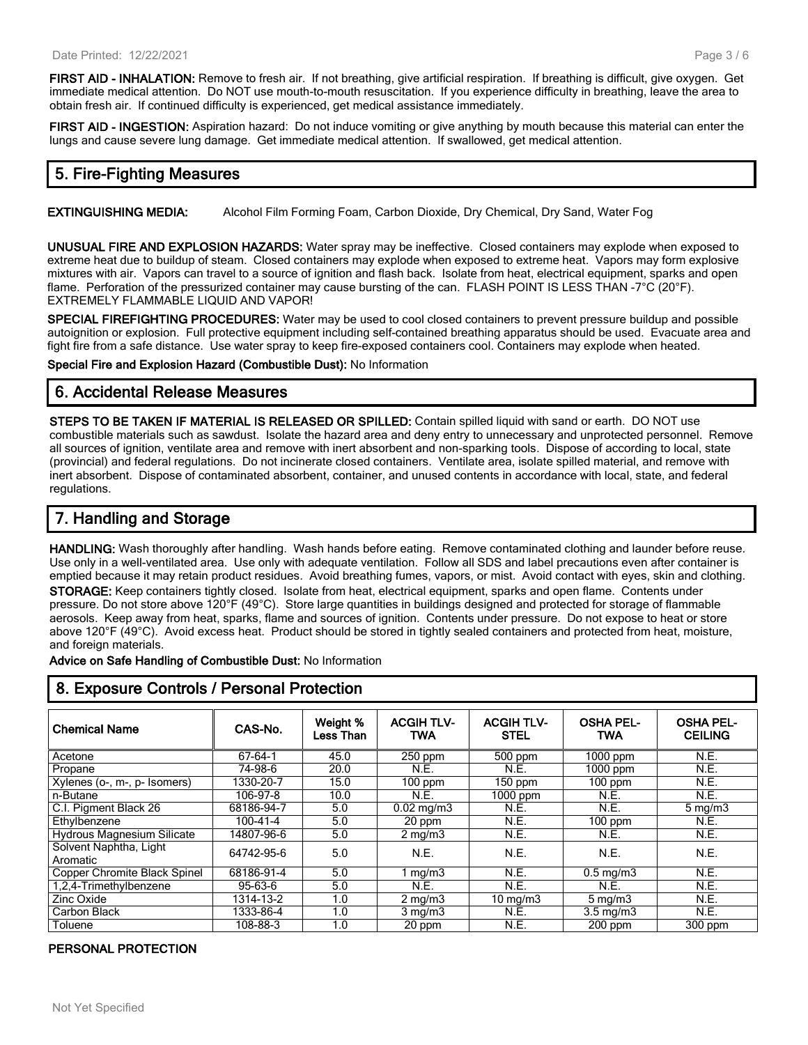**FIRST AID - INHALATION:** Remove to fresh air. If not breathing, give artificial respiration. If breathing is difficult, give oxygen. Get immediate medical attention. Do NOT use mouth-to-mouth resuscitation. If you experience difficulty in breathing, leave the area to obtain fresh air. If continued difficulty is experienced, get medical assistance immediately.

**FIRST AID - INGESTION:** Aspiration hazard: Do not induce vomiting or give anything by mouth because this material can enter the lungs and cause severe lung damage. Get immediate medical attention. If swallowed, get medical attention.

## 5. Fire-Fighting Measures

**EXTINGUISHING MEDIA:** Alcohol Film Forming Foam, Carbon Dioxide, Dry Chemical, Dry Sand, Water Fog

**UNUSUAL FIRE AND EXPLOSION HAZARDS:** Water spray may be ineffective. Closed containers may explode when exposed to extreme heat due to buildup of steam. Closed containers may explode when exposed to extreme heat. Vapors may form explosive mixtures with air. Vapors can travel to a source of ignition and flash back. Isolate from heat, electrical equipment, sparks and open flame. Perforation of the pressurized container may cause bursting of the can. FLASH POINT IS LESS THAN -7°C (20°F). EXTREMELY FLAMMABLE LIQUID AND VAPOR!

**SPECIAL FIREFIGHTING PROCEDURES:** Water may be used to cool closed containers to prevent pressure buildup and possible autoignition or explosion. Full protective equipment including self-contained breathing apparatus should be used. Evacuate area and fight fire from a safe distance. Use water spray to keep fire-exposed containers cool. Containers may explode when heated.

**Special Fire and Explosion Hazard (Combustible Dust):** No Information

## 6. Accidental Release Measures

**STEPS TO BE TAKEN IF MATERIAL IS RELEASED OR SPILLED:** Contain spilled liquid with sand or earth. DO NOT use combustible materials such as sawdust. Isolate the hazard area and deny entry to unnecessary and unprotected personnel. Remove all sources of ignition, ventilate area and remove with inert absorbent and non-sparking tools. Dispose of according to local, state (provincial) and federal regulations. Do not incinerate closed containers. Ventilate area, isolate spilled material, and remove with inert absorbent. Dispose of contaminated absorbent, container, and unused contents in accordance with local, state, and federal regulations.

## 7. Handling and Storage

**HANDLING:** Wash thoroughly after handling. Wash hands before eating. Remove contaminated clothing and launder before reuse. Use only in a well-ventilated area. Use only with adequate ventilation. Follow all SDS and label precautions even after container is emptied because it may retain product residues. Avoid breathing fumes, vapors, or mist. Avoid contact with eyes, skin and clothing.

**STORAGE:** Keep containers tightly closed. Isolate from heat, electrical equipment, sparks and open flame. Contents under pressure. Do not store above 120°F (49°C). Store large quantities in buildings designed and protected for storage of flammable aerosols. Keep away from heat, sparks, flame and sources of ignition. Contents under pressure. Do not expose to heat or store above 120°F (49°C). Avoid excess heat. Product should be stored in tightly sealed containers and protected from heat, moisture, and foreign materials.

**Advice on Safe Handling of Combustible Dust:** No Information

## 8. Exposure Controls / Personal Protection

| Chemical Name | CAS-No. | Weight % Less Than | ACGIH TLV-TWA | ACGIH TLV-STEL | OSHA PEL-TWA | OSHA PEL-CEILING |
|---|---|---|---|---|---|---|
| Acetone | 67-64-1 | 45.0 | 250 ppm | 500 ppm | 1000 ppm | N.E. |
| Propane | 74-98-6 | 20.0 | N.E. | N.E. | 1000 ppm | N.E. |
| Xylenes (o-, m-, p- Isomers) | 1330-20-7 | 15.0 | 100 ppm | 150 ppm | 100 ppm | N.E. |
| n-Butane | 106-97-8 | 10.0 | N.E. | 1000 ppm | N.E. | N.E. |
| C.I. Pigment Black 26 | 68186-94-7 | 5.0 | 0.02 mg/m3 | N.E. | N.E. | 5 mg/m3 |
| Ethylbenzene | 100-41-4 | 5.0 | 20 ppm | N.E. | 100 ppm | N.E. |
| Hydrous Magnesium Silicate | 14807-96-6 | 5.0 | 2 mg/m3 | N.E. | N.E. | N.E. |
| Solvent Naphtha, Light Aromatic | 64742-95-6 | 5.0 | N.E. | N.E. | N.E. | N.E. |
| Copper Chromite Black Spinel | 68186-91-4 | 5.0 | 1 mg/m3 | N.E. | 0.5 mg/m3 | N.E. |
| 1,2,4-Trimethylbenzene | 95-63-6 | 5.0 | N.E. | N.E. | N.E. | N.E. |
| Zinc Oxide | 1314-13-2 | 1.0 | 2 mg/m3 | 10 mg/m3 | 5 mg/m3 | N.E. |
| Carbon Black | 1333-86-4 | 1.0 | 3 mg/m3 | N.E. | 3.5 mg/m3 | N.E. |
| Toluene | 108-88-3 | 1.0 | 20 ppm | N.E. | 200 ppm | 300 ppm |

**PERSONAL PROTECTION**

Not Yet Specified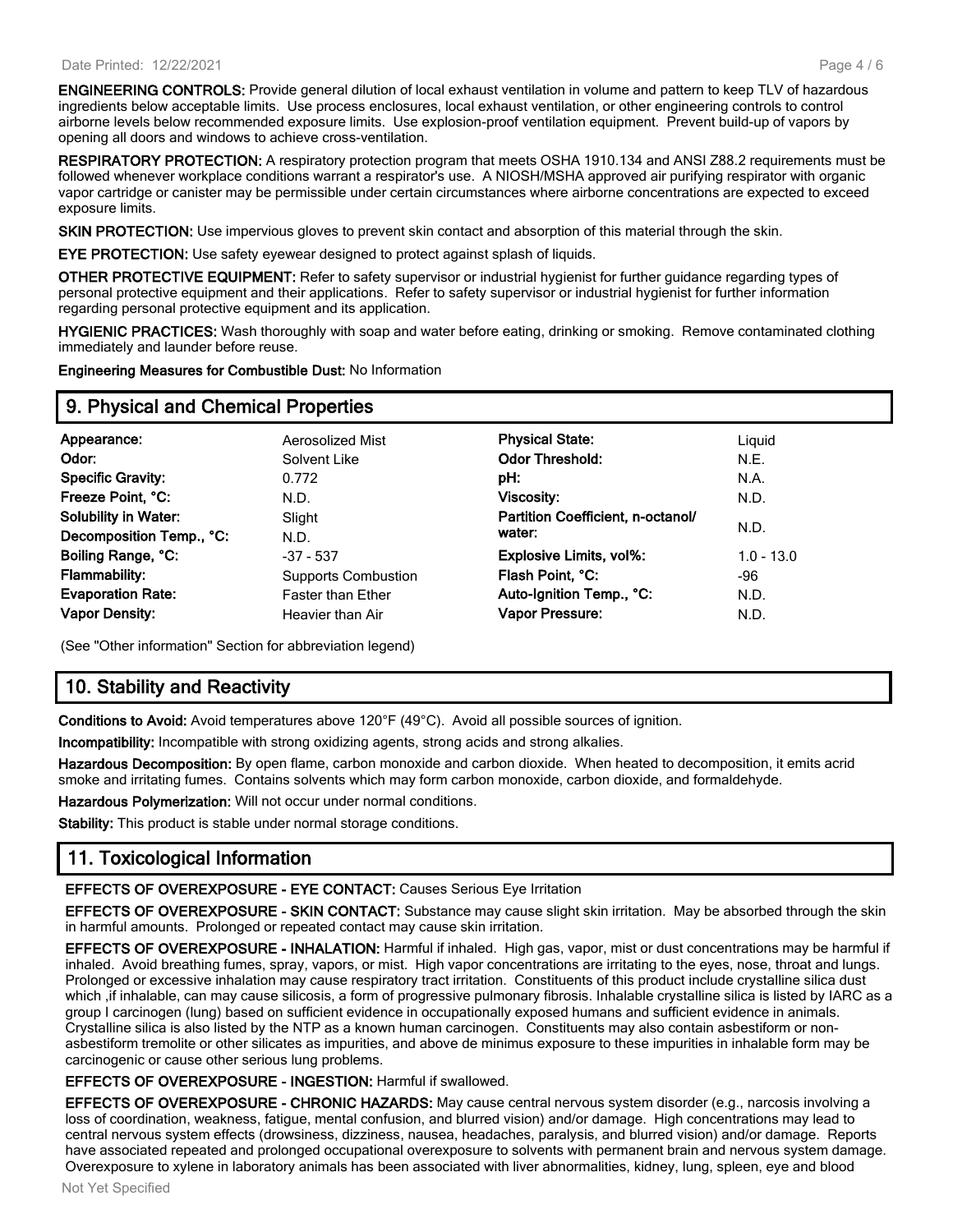**ENGINEERING CONTROLS:** Provide general dilution of local exhaust ventilation in volume and pattern to keep TLV of hazardous ingredients below acceptable limits. Use process enclosures, local exhaust ventilation, or other engineering controls to control airborne levels below recommended exposure limits. Use explosion-proof ventilation equipment. Prevent build-up of vapors by opening all doors and windows to achieve cross-ventilation.

**RESPIRATORY PROTECTION:** A respiratory protection program that meets OSHA 1910.134 and ANSI Z88.2 requirements must be followed whenever workplace conditions warrant a respirator's use. A NIOSH/MSHA approved air purifying respirator with organic vapor cartridge or canister may be permissible under certain circumstances where airborne concentrations are expected to exceed exposure limits.

**SKIN PROTECTION:** Use impervious gloves to prevent skin contact and absorption of this material through the skin.

**EYE PROTECTION:** Use safety eyewear designed to protect against splash of liquids.

**OTHER PROTECTIVE EQUIPMENT:** Refer to safety supervisor or industrial hygienist for further guidance regarding types of personal protective equipment and their applications. Refer to safety supervisor or industrial hygienist for further information regarding personal protective equipment and its application.

**HYGIENIC PRACTICES:** Wash thoroughly with soap and water before eating, drinking or smoking. Remove contaminated clothing immediately and launder before reuse.

**Engineering Measures for Combustible Dust:** No Information

## 9. Physical and Chemical Properties

| | | | |
|---|---|---|---|
| **Appearance:** | Aerosolized Mist | **Physical State:** | Liquid |
| **Odor:** | Solvent Like | **Odor Threshold:** | N.E. |
| **Specific Gravity:** | 0.772 | **pH:** | N.A. |
| **Freeze Point, °C:** | N.D. | **Viscosity:** | N.D. |
| **Solubility in Water:** | Slight | **Partition Coefficient, n-octanol/ water:** | N.D. |
| **Decomposition Temp., °C:** | N.D. | | |
| **Boiling Range, °C:** | -37 - 537 | **Explosive Limits, vol%:** | 1.0 - 13.0 |
| **Flammability:** | Supports Combustion | **Flash Point, °C:** | -96 |
| **Evaporation Rate:** | Faster than Ether | **Auto-Ignition Temp., °C:** | N.D. |
| **Vapor Density:** | Heavier than Air | **Vapor Pressure:** | N.D. |

(See "Other information" Section for abbreviation legend)

## 10. Stability and Reactivity

**Conditions to Avoid:** Avoid temperatures above 120°F (49°C). Avoid all possible sources of ignition.

**Incompatibility:** Incompatible with strong oxidizing agents, strong acids and strong alkalies.

**Hazardous Decomposition:** By open flame, carbon monoxide and carbon dioxide. When heated to decomposition, it emits acrid smoke and irritating fumes. Contains solvents which may form carbon monoxide, carbon dioxide, and formaldehyde.

**Hazardous Polymerization:** Will not occur under normal conditions.

**Stability:** This product is stable under normal storage conditions.

## 11. Toxicological Information

**EFFECTS OF OVEREXPOSURE - EYE CONTACT:** Causes Serious Eye Irritation

**EFFECTS OF OVEREXPOSURE - SKIN CONTACT:** Substance may cause slight skin irritation. May be absorbed through the skin in harmful amounts. Prolonged or repeated contact may cause skin irritation.

**EFFECTS OF OVEREXPOSURE - INHALATION:** Harmful if inhaled. High gas, vapor, mist or dust concentrations may be harmful if inhaled. Avoid breathing fumes, spray, vapors, or mist. High vapor concentrations are irritating to the eyes, nose, throat and lungs. Prolonged or excessive inhalation may cause respiratory tract irritation. Constituents of this product include crystalline silica dust which ,if inhalable, can may cause silicosis, a form of progressive pulmonary fibrosis. Inhalable crystalline silica is listed by IARC as a group I carcinogen (lung) based on sufficient evidence in occupationally exposed humans and sufficient evidence in animals. Crystalline silica is also listed by the NTP as a known human carcinogen. Constituents may also contain asbestiform or non-asbestiform tremolite or other silicates as impurities, and above de minimus exposure to these impurities in inhalable form may be carcinogenic or cause other serious lung problems.

**EFFECTS OF OVEREXPOSURE - INGESTION:** Harmful if swallowed.

**EFFECTS OF OVEREXPOSURE - CHRONIC HAZARDS:** May cause central nervous system disorder (e.g., narcosis involving a loss of coordination, weakness, fatigue, mental confusion, and blurred vision) and/or damage. High concentrations may lead to central nervous system effects (drowsiness, dizziness, nausea, headaches, paralysis, and blurred vision) and/or damage. Reports have associated repeated and prolonged occupational overexposure to solvents with permanent brain and nervous system damage. Overexposure to xylene in laboratory animals has been associated with liver abnormalities, kidney, lung, spleen, eye and blood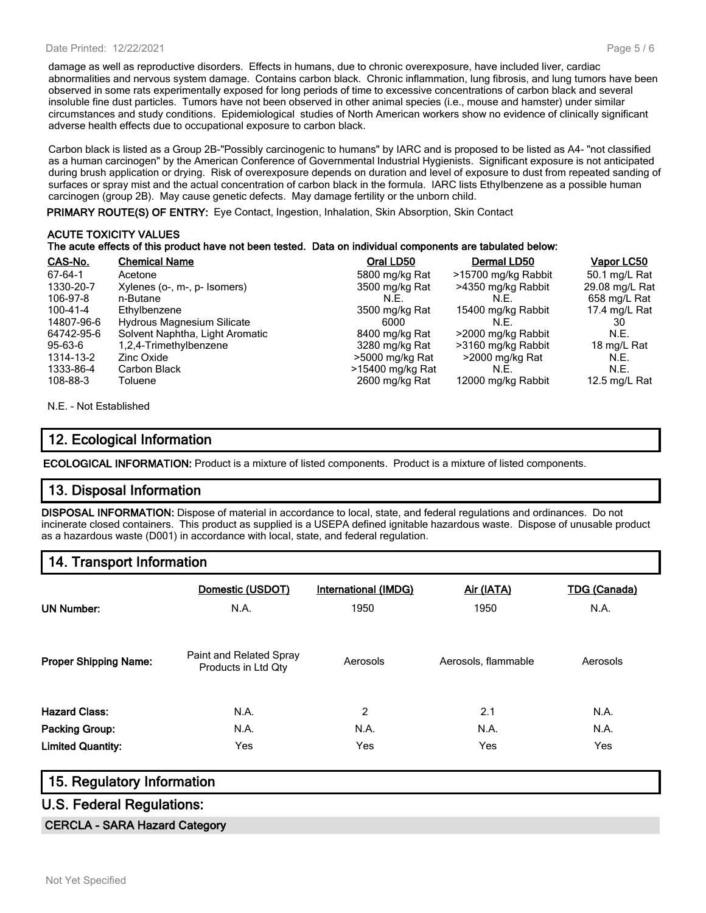damage as well as reproductive disorders. Effects in humans, due to chronic overexposure, have included liver, cardiac abnormalities and nervous system damage. Contains carbon black. Chronic inflammation, lung fibrosis, and lung tumors have been observed in some rats experimentally exposed for long periods of time to excessive concentrations of carbon black and several insoluble fine dust particles. Tumors have not been observed in other animal species (i.e., mouse and hamster) under similar circumstances and study conditions. Epidemiological studies of North American workers show no evidence of clinically significant adverse health effects due to occupational exposure to carbon black.

Carbon black is listed as a Group 2B-"Possibly carcinogenic to humans" by IARC and is proposed to be listed as A4- "not classified as a human carcinogen" by the American Conference of Governmental Industrial Hygienists. Significant exposure is not anticipated during brush application or drying. Risk of overexposure depends on duration and level of exposure to dust from repeated sanding of surfaces or spray mist and the actual concentration of carbon black in the formula. IARC lists Ethylbenzene as a possible human carcinogen (group 2B). May cause genetic defects. May damage fertility or the unborn child.

**PRIMARY ROUTE(S) OF ENTRY:** Eye Contact, Ingestion, Inhalation, Skin Absorption, Skin Contact

**ACUTE TOXICITY VALUES**
**The acute effects of this product have not been tested. Data on individual components are tabulated below:**

| CAS-No. | Chemical Name | Oral LD50 | Dermal LD50 | Vapor LC50 |
|---|---|---|---|---|
| 67-64-1 | Acetone | 5800 mg/kg Rat | >15700 mg/kg Rabbit | 50.1 mg/L Rat |
| 1330-20-7 | Xylenes (o-, m-, p- Isomers) | 3500 mg/kg Rat | >4350 mg/kg Rabbit | 29.08 mg/L Rat |
| 106-97-8 | n-Butane | N.E. | N.E. | 658 mg/L Rat |
| 100-41-4 | Ethylbenzene | 3500 mg/kg Rat | 15400 mg/kg Rabbit | 17.4 mg/L Rat |
| 14807-96-6 | Hydrous Magnesium Silicate | 6000 | N.E. | 30 |
| 64742-95-6 | Solvent Naphtha, Light Aromatic | 8400 mg/kg Rat | >2000 mg/kg Rabbit | N.E. |
| 95-63-6 | 1,2,4-Trimethylbenzene | 3280 mg/kg Rat | >3160 mg/kg Rabbit | 18 mg/L Rat |
| 1314-13-2 | Zinc Oxide | >5000 mg/kg Rat | >2000 mg/kg Rat | N.E. |
| 1333-86-4 | Carbon Black | >15400 mg/kg Rat | N.E. | N.E. |
| 108-88-3 | Toluene | 2600 mg/kg Rat | 12000 mg/kg Rabbit | 12.5 mg/L Rat |

N.E. - Not Established

## 12. Ecological Information

**ECOLOGICAL INFORMATION:** Product is a mixture of listed components. Product is a mixture of listed components.

## 13. Disposal Information

**DISPOSAL INFORMATION:** Dispose of material in accordance to local, state, and federal regulations and ordinances. Do not incinerate closed containers. This product as supplied is a USEPA defined ignitable hazardous waste. Dispose of unusable product as a hazardous waste (D001) in accordance with local, state, and federal regulation.

## 14. Transport Information

| | Domestic (USDOT) | International (IMDG) | Air (IATA) | TDG (Canada) |
|---|---|---|---|---|
| **UN Number:** | N.A. | 1950 | 1950 | N.A. |
| **Proper Shipping Name:** | Paint and Related Spray Products in Ltd Qty | Aerosols | Aerosols, flammable | Aerosols |
| **Hazard Class:** | N.A. | 2 | 2.1 | N.A. |
| **Packing Group:** | N.A. | N.A. | N.A. | N.A. |
| **Limited Quantity:** | Yes | Yes | Yes | Yes |

## 15. Regulatory Information

### U.S. Federal Regulations:

**CERCLA - SARA Hazard Category**

Not Yet Specified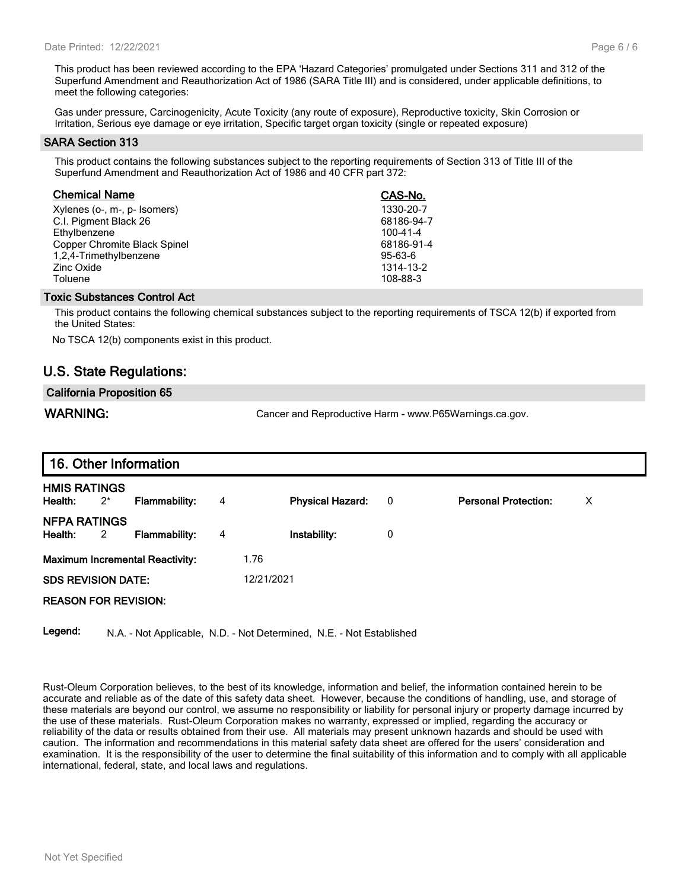This product has been reviewed according to the EPA 'Hazard Categories' promulgated under Sections 311 and 312 of the Superfund Amendment and Reauthorization Act of 1986 (SARA Title III) and is considered, under applicable definitions, to meet the following categories:

Gas under pressure, Carcinogenicity, Acute Toxicity (any route of exposure), Reproductive toxicity, Skin Corrosion or Irritation, Serious eye damage or eye irritation, Specific target organ toxicity (single or repeated exposure)

### SARA Section 313

This product contains the following substances subject to the reporting requirements of Section 313 of Title III of the Superfund Amendment and Reauthorization Act of 1986 and 40 CFR part 372:

| Chemical Name | CAS-No. |
|---|---|
| Xylenes (o-, m-, p- Isomers) | 1330-20-7 |
| C.I. Pigment Black 26 | 68186-94-7 |
| Ethylbenzene | 100-41-4 |
| Copper Chromite Black Spinel | 68186-91-4 |
| 1,2,4-Trimethylbenzene | 95-63-6 |
| Zinc Oxide | 1314-13-2 |
| Toluene | 108-88-3 |

### Toxic Substances Control Act

This product contains the following chemical substances subject to the reporting requirements of TSCA 12(b) if exported from the United States:

No TSCA 12(b) components exist in this product.

## U.S. State Regulations:

### California Proposition 65

**WARNING:** Cancer and Reproductive Harm - www.P65Warnings.ca.gov.

## 16. Other Information

**HMIS RATINGS**

| | | | | | | | |
|---|---|---|---|---|---|---|---|
| **Health:** | 2* | **Flammability:** | 4 | **Physical Hazard:** | 0 | **Personal Protection:** | X |

**NFPA RATINGS**

| | | | | | |
|---|---|---|---|---|---|
| **Health:** | 2 | **Flammability:** | 4 | **Instability:** | 0 |

**Maximum Incremental Reactivity:** 1.76

**SDS REVISION DATE:** 12/21/2021

**REASON FOR REVISION:**

**Legend:** N.A. - Not Applicable, N.D. - Not Determined, N.E. - Not Established

Rust-Oleum Corporation believes, to the best of its knowledge, information and belief, the information contained herein to be accurate and reliable as of the date of this safety data sheet. However, because the conditions of handling, use, and storage of these materials are beyond our control, we assume no responsibility or liability for personal injury or property damage incurred by the use of these materials. Rust-Oleum Corporation makes no warranty, expressed or implied, regarding the accuracy or reliability of the data or results obtained from their use. All materials may present unknown hazards and should be used with caution. The information and recommendations in this material safety data sheet are offered for the users' consideration and examination. It is the responsibility of the user to determine the final suitability of this information and to comply with all applicable international, federal, state, and local laws and regulations.

Not Yet Specified